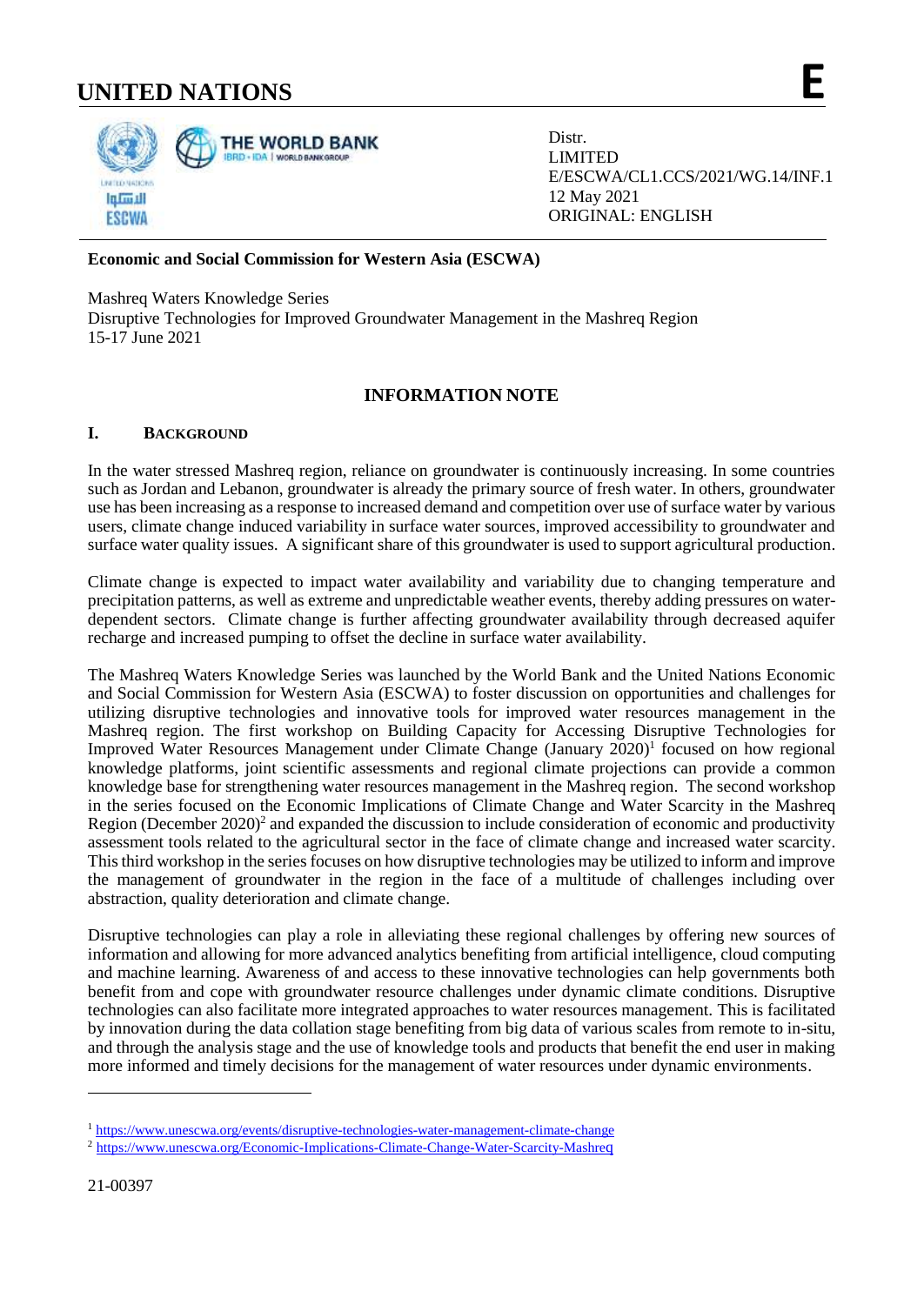# UNITED NATIONS

**E**

Distr.
LIMITED
E/ESCWA/CL1.CCS/2021/WG.14/INF.1
12 May 2021
ORIGINAL: ENGLISH

**Economic and Social Commission for Western Asia (ESCWA)**

Mashreq Waters Knowledge Series
Disruptive Technologies for Improved Groundwater Management in the Mashreq Region
15-17 June 2021

## INFORMATION NOTE

### I. BACKGROUND

In the water stressed Mashreq region, reliance on groundwater is continuously increasing. In some countries such as Jordan and Lebanon, groundwater is already the primary source of fresh water. In others, groundwater use has been increasing as a response to increased demand and competition over use of surface water by various users, climate change induced variability in surface water sources, improved accessibility to groundwater and surface water quality issues. A significant share of this groundwater is used to support agricultural production.

Climate change is expected to impact water availability and variability due to changing temperature and precipitation patterns, as well as extreme and unpredictable weather events, thereby adding pressures on water-dependent sectors. Climate change is further affecting groundwater availability through decreased aquifer recharge and increased pumping to offset the decline in surface water availability.

The Mashreq Waters Knowledge Series was launched by the World Bank and the United Nations Economic and Social Commission for Western Asia (ESCWA) to foster discussion on opportunities and challenges for utilizing disruptive technologies and innovative tools for improved water resources management in the Mashreq region. The first workshop on Building Capacity for Accessing Disruptive Technologies for Improved Water Resources Management under Climate Change (January 2020)[1] focused on how regional knowledge platforms, joint scientific assessments and regional climate projections can provide a common knowledge base for strengthening water resources management in the Mashreq region. The second workshop in the series focused on the Economic Implications of Climate Change and Water Scarcity in the Mashreq Region (December 2020)[2] and expanded the discussion to include consideration of economic and productivity assessment tools related to the agricultural sector in the face of climate change and increased water scarcity. This third workshop in the series focuses on how disruptive technologies may be utilized to inform and improve the management of groundwater in the region in the face of a multitude of challenges including over abstraction, quality deterioration and climate change.

Disruptive technologies can play a role in alleviating these regional challenges by offering new sources of information and allowing for more advanced analytics benefiting from artificial intelligence, cloud computing and machine learning. Awareness of and access to these innovative technologies can help governments both benefit from and cope with groundwater resource challenges under dynamic climate conditions. Disruptive technologies can also facilitate more integrated approaches to water resources management. This is facilitated by innovation during the data collation stage benefiting from big data of various scales from remote to in-situ, and through the analysis stage and the use of knowledge tools and products that benefit the end user in making more informed and timely decisions for the management of water resources under dynamic environments.

---

[1] https://www.unescwa.org/events/disruptive-technologies-water-management-climate-change

[2] https://www.unescwa.org/Economic-Implications-Climate-Change-Water-Scarcity-Mashreq

21-00397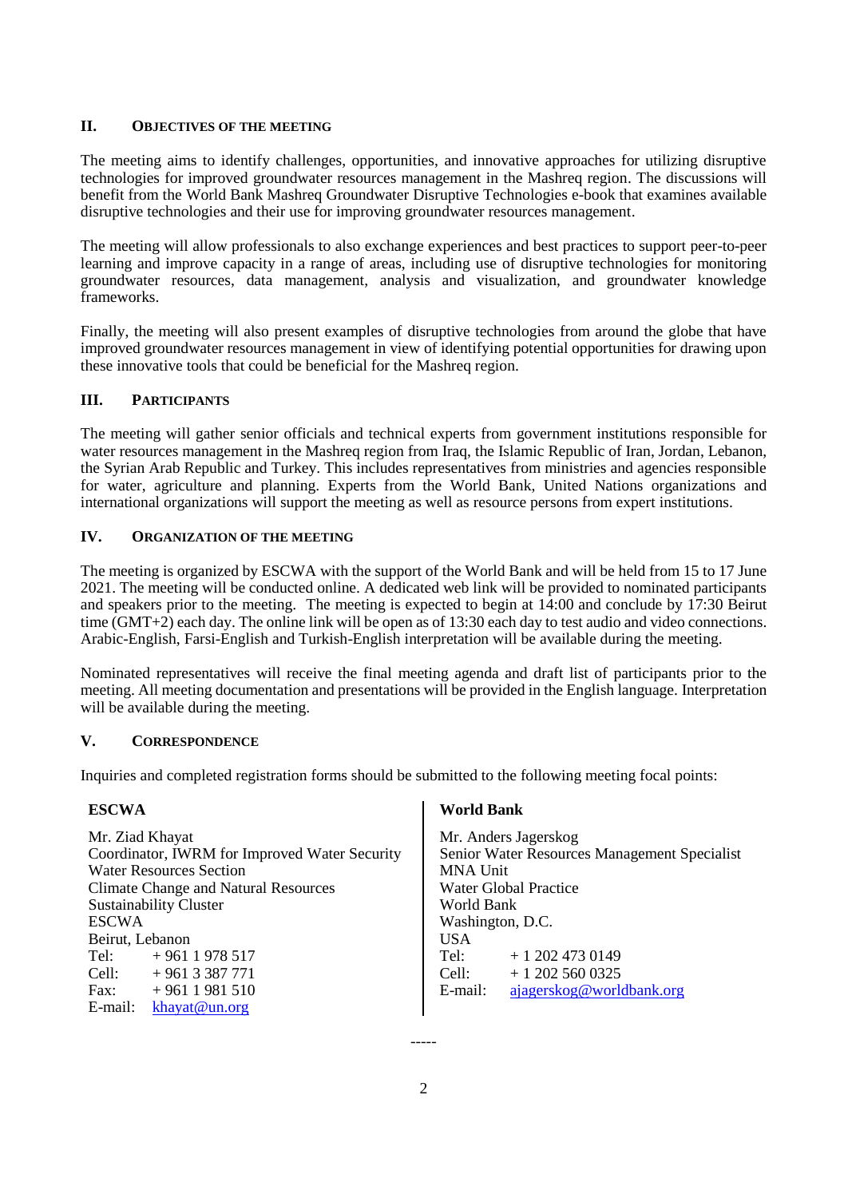## II. Objectives of the meeting

The meeting aims to identify challenges, opportunities, and innovative approaches for utilizing disruptive technologies for improved groundwater resources management in the Mashreq region. The discussions will benefit from the World Bank Mashreq Groundwater Disruptive Technologies e-book that examines available disruptive technologies and their use for improving groundwater resources management.

The meeting will allow professionals to also exchange experiences and best practices to support peer-to-peer learning and improve capacity in a range of areas, including use of disruptive technologies for monitoring groundwater resources, data management, analysis and visualization, and groundwater knowledge frameworks.

Finally, the meeting will also present examples of disruptive technologies from around the globe that have improved groundwater resources management in view of identifying potential opportunities for drawing upon these innovative tools that could be beneficial for the Mashreq region.

## III. Participants

The meeting will gather senior officials and technical experts from government institutions responsible for water resources management in the Mashreq region from Iraq, the Islamic Republic of Iran, Jordan, Lebanon, the Syrian Arab Republic and Turkey. This includes representatives from ministries and agencies responsible for water, agriculture and planning. Experts from the World Bank, United Nations organizations and international organizations will support the meeting as well as resource persons from expert institutions.

## IV. Organization of the meeting

The meeting is organized by ESCWA with the support of the World Bank and will be held from 15 to 17 June 2021. The meeting will be conducted online. A dedicated web link will be provided to nominated participants and speakers prior to the meeting. The meeting is expected to begin at 14:00 and conclude by 17:30 Beirut time (GMT+2) each day. The online link will be open as of 13:30 each day to test audio and video connections. Arabic-English, Farsi-English and Turkish-English interpretation will be available during the meeting.

Nominated representatives will receive the final meeting agenda and draft list of participants prior to the meeting. All meeting documentation and presentations will be provided in the English language. Interpretation will be available during the meeting.

## V. Correspondence

Inquiries and completed registration forms should be submitted to the following meeting focal points:

**ESCWA**

Mr. Ziad Khayat
Coordinator, IWRM for Improved Water Security
Water Resources Section
Climate Change and Natural Resources
Sustainability Cluster
ESCWA
Beirut, Lebanon
Tel: + 961 1 978 517
Cell: + 961 3 387 771
Fax: + 961 1 981 510
E-mail: khayat@un.org

**World Bank**

Mr. Anders Jagerskog
Senior Water Resources Management Specialist
MNA Unit
Water Global Practice
World Bank
Washington, D.C.
USA
Tel: + 1 202 473 0149
Cell: + 1 202 560 0325
E-mail: ajagerskog@worldbank.org

-----